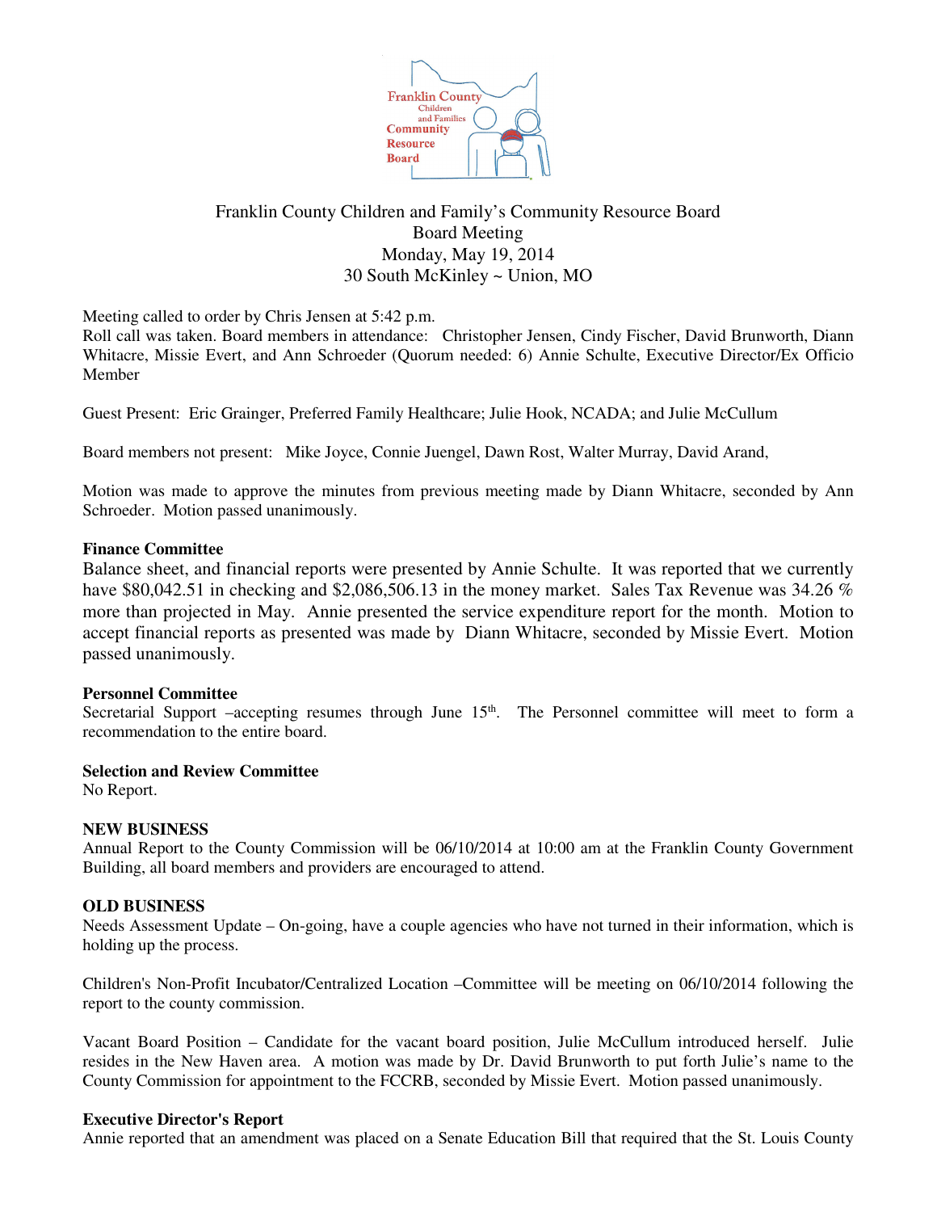Franklin County Children and Family's Community Resource Board
Board Meeting
Monday, May 19, 2014
30 South McKinley ~ Union, MO

Meeting called to order by Chris Jensen at 5:42 p.m.
Roll call was taken. Board members in attendance: Christopher Jensen, Cindy Fischer, David Brunworth, Diann Whitacre, Missie Evert, and Ann Schroeder (Quorum needed: 6) Annie Schulte, Executive Director/Ex Officio Member

Guest Present: Eric Grainger, Preferred Family Healthcare; Julie Hook, NCADA; and Julie McCullum

Board members not present: Mike Joyce, Connie Juengel, Dawn Rost, Walter Murray, David Arand,

Motion was made to approve the minutes from previous meeting made by Diann Whitacre, seconded by Ann Schroeder. Motion passed unanimously.

**Finance Committee**
Balance sheet, and financial reports were presented by Annie Schulte. It was reported that we currently have $80,042.51 in checking and $2,086,506.13 in the money market. Sales Tax Revenue was 34.26 % more than projected in May. Annie presented the service expenditure report for the month. Motion to accept financial reports as presented was made by Diann Whitacre, seconded by Missie Evert. Motion passed unanimously.

**Personnel Committee**
Secretarial Support –accepting resumes through June 15th. The Personnel committee will meet to form a recommendation to the entire board.

**Selection and Review Committee**
No Report.

**NEW BUSINESS**
Annual Report to the County Commission will be 06/10/2014 at 10:00 am at the Franklin County Government Building, all board members and providers are encouraged to attend.

**OLD BUSINESS**
Needs Assessment Update – On-going, have a couple agencies who have not turned in their information, which is holding up the process.

Children's Non-Profit Incubator/Centralized Location –Committee will be meeting on 06/10/2014 following the report to the county commission.

Vacant Board Position – Candidate for the vacant board position, Julie McCullum introduced herself. Julie resides in the New Haven area. A motion was made by Dr. David Brunworth to put forth Julie's name to the County Commission for appointment to the FCCRB, seconded by Missie Evert. Motion passed unanimously.

**Executive Director's Report**
Annie reported that an amendment was placed on a Senate Education Bill that required that the St. Louis County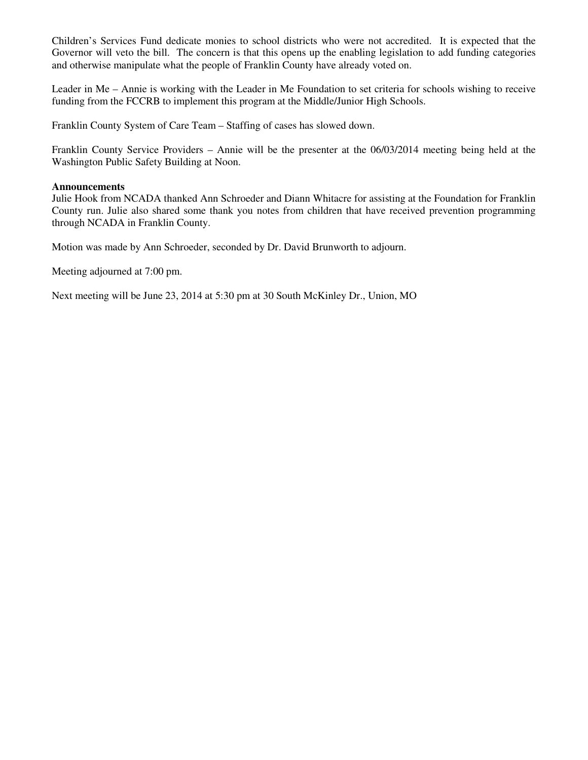Children's Services Fund dedicate monies to school districts who were not accredited. It is expected that the Governor will veto the bill. The concern is that this opens up the enabling legislation to add funding categories and otherwise manipulate what the people of Franklin County have already voted on.

Leader in Me – Annie is working with the Leader in Me Foundation to set criteria for schools wishing to receive funding from the FCCRB to implement this program at the Middle/Junior High Schools.

Franklin County System of Care Team – Staffing of cases has slowed down.

Franklin County Service Providers – Annie will be the presenter at the 06/03/2014 meeting being held at the Washington Public Safety Building at Noon.

**Announcements**

Julie Hook from NCADA thanked Ann Schroeder and Diann Whitacre for assisting at the Foundation for Franklin County run. Julie also shared some thank you notes from children that have received prevention programming through NCADA in Franklin County.

Motion was made by Ann Schroeder, seconded by Dr. David Brunworth to adjourn.

Meeting adjourned at 7:00 pm.

Next meeting will be June 23, 2014 at 5:30 pm at 30 South McKinley Dr., Union, MO